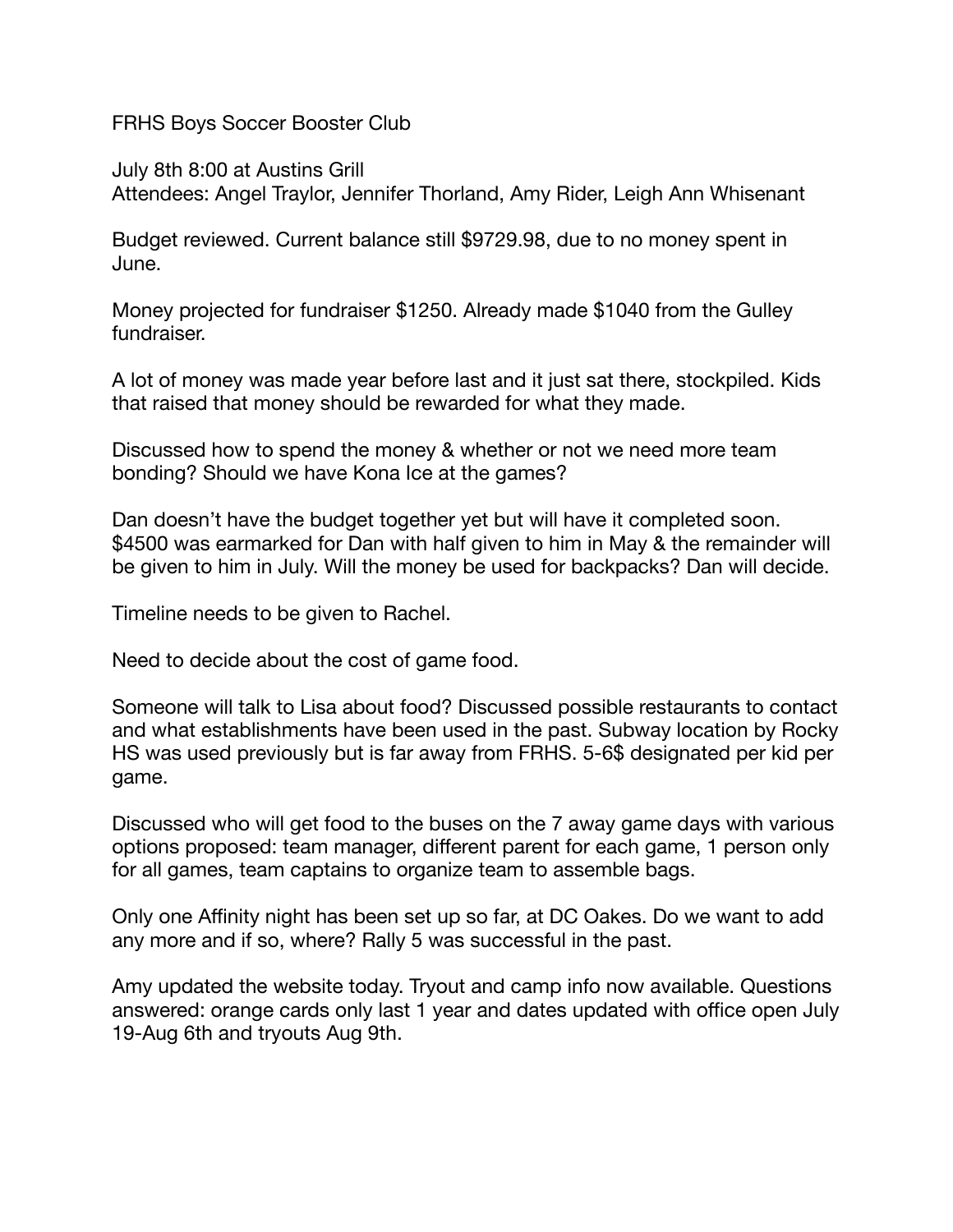FRHS Boys Soccer Booster Club

July 8th 8:00 at Austins Grill
Attendees: Angel Traylor, Jennifer Thorland, Amy Rider, Leigh Ann Whisenant

Budget reviewed. Current balance still $9729.98, due to no money spent in June.

Money projected for fundraiser $1250. Already made $1040 from the Gulley fundraiser.

A lot of money was made year before last and it just sat there, stockpiled. Kids that raised that money should be rewarded for what they made.

Discussed how to spend the money & whether or not we need more team bonding? Should we have Kona Ice at the games?

Dan doesn't have the budget together yet but will have it completed soon. $4500 was earmarked for Dan with half given to him in May & the remainder will be given to him in July. Will the money be used for backpacks? Dan will decide.

Timeline needs to be given to Rachel.

Need to decide about the cost of game food.

Someone will talk to Lisa about food? Discussed possible restaurants to contact and what establishments have been used in the past. Subway location by Rocky HS was used previously but is far away from FRHS. 5-6$ designated per kid per game.

Discussed who will get food to the buses on the 7 away game days with various options proposed: team manager, different parent for each game, 1 person only for all games, team captains to organize team to assemble bags.

Only one Affinity night has been set up so far, at DC Oakes. Do we want to add any more and if so, where? Rally 5 was successful in the past.

Amy updated the website today. Tryout and camp info now available. Questions answered: orange cards only last 1 year and dates updated with office open July 19-Aug 6th and tryouts Aug 9th.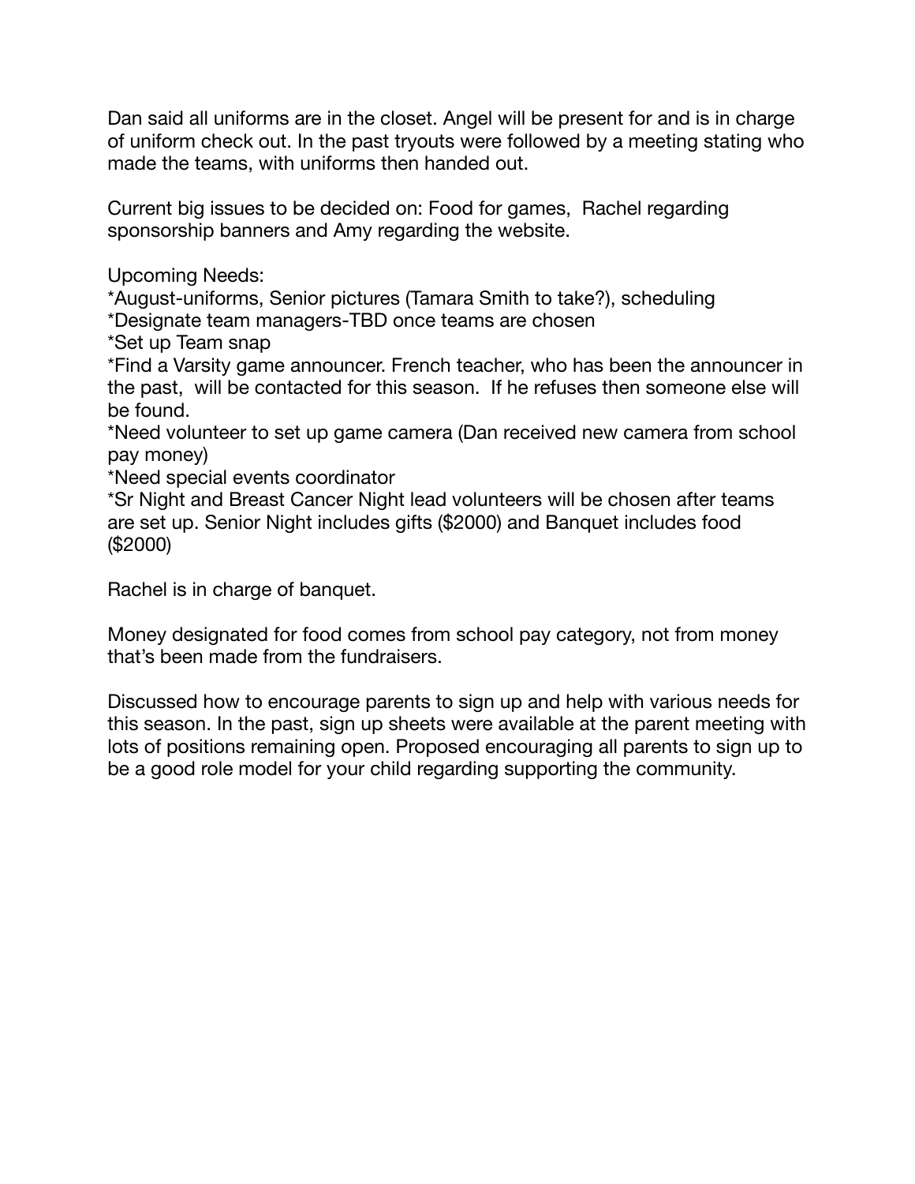Dan said all uniforms are in the closet. Angel will be present for and is in charge of uniform check out. In the past tryouts were followed by a meeting stating who made the teams, with uniforms then handed out.

Current big issues to be decided on: Food for games, Rachel regarding sponsorship banners and Amy regarding the website.

Upcoming Needs:
*August-uniforms, Senior pictures (Tamara Smith to take?), scheduling
*Designate team managers-TBD once teams are chosen
*Set up Team snap
*Find a Varsity game announcer. French teacher, who has been the announcer in the past, will be contacted for this season. If he refuses then someone else will be found.
*Need volunteer to set up game camera (Dan received new camera from school pay money)
*Need special events coordinator
*Sr Night and Breast Cancer Night lead volunteers will be chosen after teams are set up. Senior Night includes gifts ($2000) and Banquet includes food ($2000)

Rachel is in charge of banquet.

Money designated for food comes from school pay category, not from money that's been made from the fundraisers.

Discussed how to encourage parents to sign up and help with various needs for this season. In the past, sign up sheets were available at the parent meeting with lots of positions remaining open. Proposed encouraging all parents to sign up to be a good role model for your child regarding supporting the community.